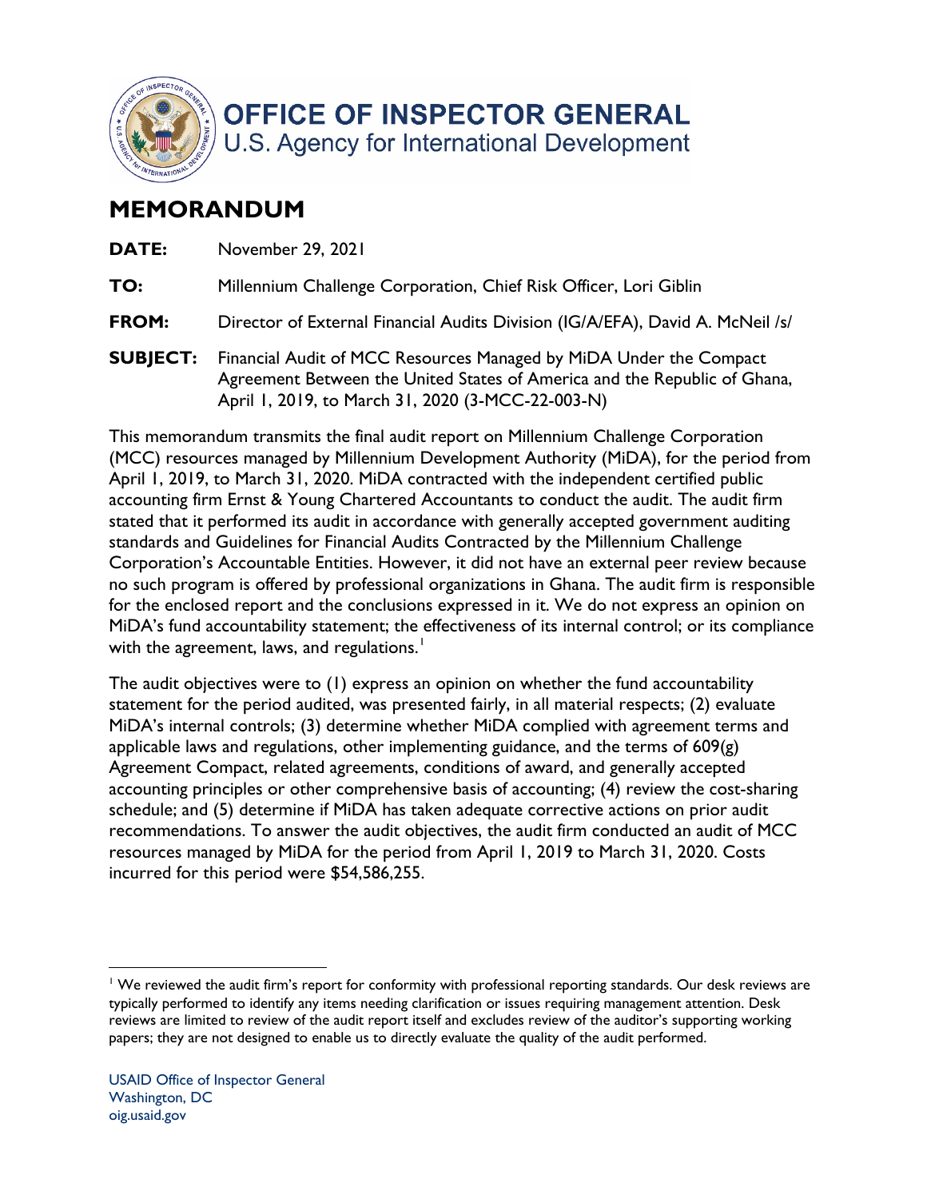# OFFICE OF INSPECTOR GENERAL

U.S. Agency for International Development

## MEMORANDUM

**DATE:** November 29, 2021

**TO:** Millennium Challenge Corporation, Chief Risk Officer, Lori Giblin

**FROM:** Director of External Financial Audits Division (IG/A/EFA), David A. McNeil /s/

**SUBJECT:** Financial Audit of MCC Resources Managed by MiDA Under the Compact Agreement Between the United States of America and the Republic of Ghana, April 1, 2019, to March 31, 2020 (3-MCC-22-003-N)

This memorandum transmits the final audit report on Millennium Challenge Corporation (MCC) resources managed by Millennium Development Authority (MiDA), for the period from April 1, 2019, to March 31, 2020. MiDA contracted with the independent certified public accounting firm Ernst & Young Chartered Accountants to conduct the audit. The audit firm stated that it performed its audit in accordance with generally accepted government auditing standards and Guidelines for Financial Audits Contracted by the Millennium Challenge Corporation's Accountable Entities. However, it did not have an external peer review because no such program is offered by professional organizations in Ghana. The audit firm is responsible for the enclosed report and the conclusions expressed in it. We do not express an opinion on MiDA's fund accountability statement; the effectiveness of its internal control; or its compliance with the agreement, laws, and regulations.[1]

The audit objectives were to (1) express an opinion on whether the fund accountability statement for the period audited, was presented fairly, in all material respects; (2) evaluate MiDA's internal controls; (3) determine whether MiDA complied with agreement terms and applicable laws and regulations, other implementing guidance, and the terms of 609(g) Agreement Compact, related agreements, conditions of award, and generally accepted accounting principles or other comprehensive basis of accounting; (4) review the cost-sharing schedule; and (5) determine if MiDA has taken adequate corrective actions on prior audit recommendations. To answer the audit objectives, the audit firm conducted an audit of MCC resources managed by MiDA for the period from April 1, 2019 to March 31, 2020. Costs incurred for this period were $54,586,255.

[1] We reviewed the audit firm's report for conformity with professional reporting standards. Our desk reviews are typically performed to identify any items needing clarification or issues requiring management attention. Desk reviews are limited to review of the audit report itself and excludes review of the auditor's supporting working papers; they are not designed to enable us to directly evaluate the quality of the audit performed.

USAID Office of Inspector General
Washington, DC
oig.usaid.gov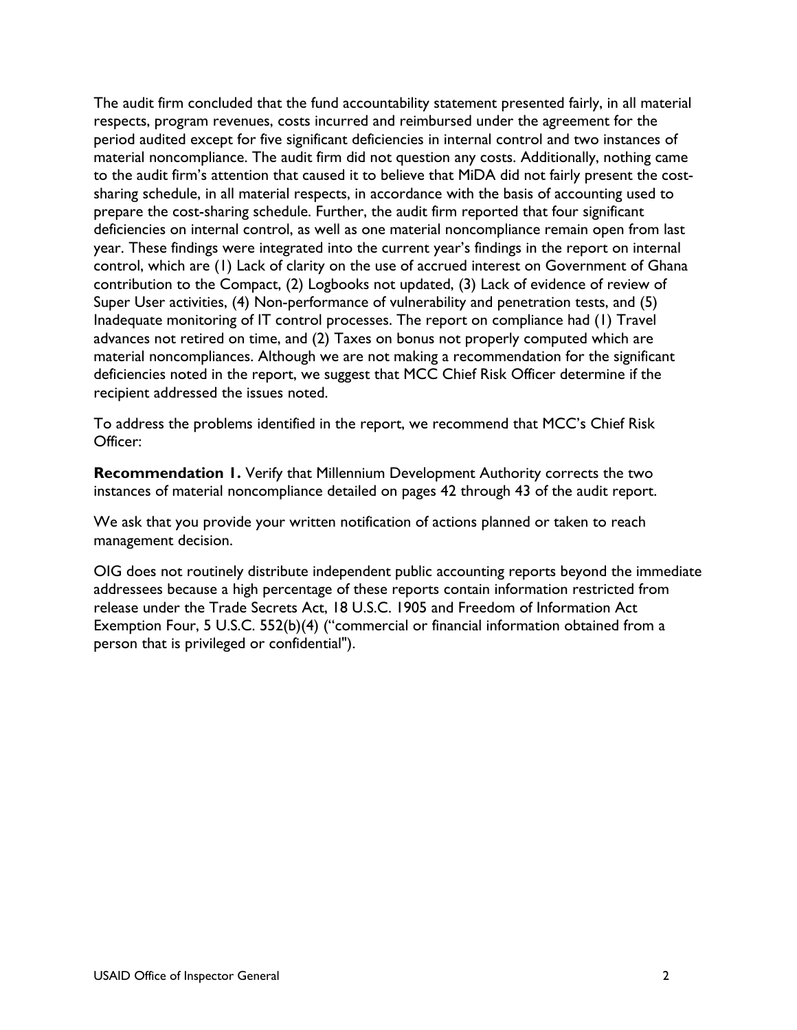The audit firm concluded that the fund accountability statement presented fairly, in all material respects, program revenues, costs incurred and reimbursed under the agreement for the period audited except for five significant deficiencies in internal control and two instances of material noncompliance. The audit firm did not question any costs. Additionally, nothing came to the audit firm's attention that caused it to believe that MiDA did not fairly present the cost-sharing schedule, in all material respects, in accordance with the basis of accounting used to prepare the cost-sharing schedule. Further, the audit firm reported that four significant deficiencies on internal control, as well as one material noncompliance remain open from last year. These findings were integrated into the current year's findings in the report on internal control, which are (1) Lack of clarity on the use of accrued interest on Government of Ghana contribution to the Compact, (2) Logbooks not updated, (3) Lack of evidence of review of Super User activities, (4) Non-performance of vulnerability and penetration tests, and (5) Inadequate monitoring of IT control processes. The report on compliance had (1) Travel advances not retired on time, and (2) Taxes on bonus not properly computed which are material noncompliances. Although we are not making a recommendation for the significant deficiencies noted in the report, we suggest that MCC Chief Risk Officer determine if the recipient addressed the issues noted.

To address the problems identified in the report, we recommend that MCC's Chief Risk Officer:

**Recommendation 1.** Verify that Millennium Development Authority corrects the two instances of material noncompliance detailed on pages 42 through 43 of the audit report.

We ask that you provide your written notification of actions planned or taken to reach management decision.

OIG does not routinely distribute independent public accounting reports beyond the immediate addressees because a high percentage of these reports contain information restricted from release under the Trade Secrets Act, 18 U.S.C. 1905 and Freedom of Information Act Exemption Four, 5 U.S.C. 552(b)(4) ("commercial or financial information obtained from a person that is privileged or confidential").